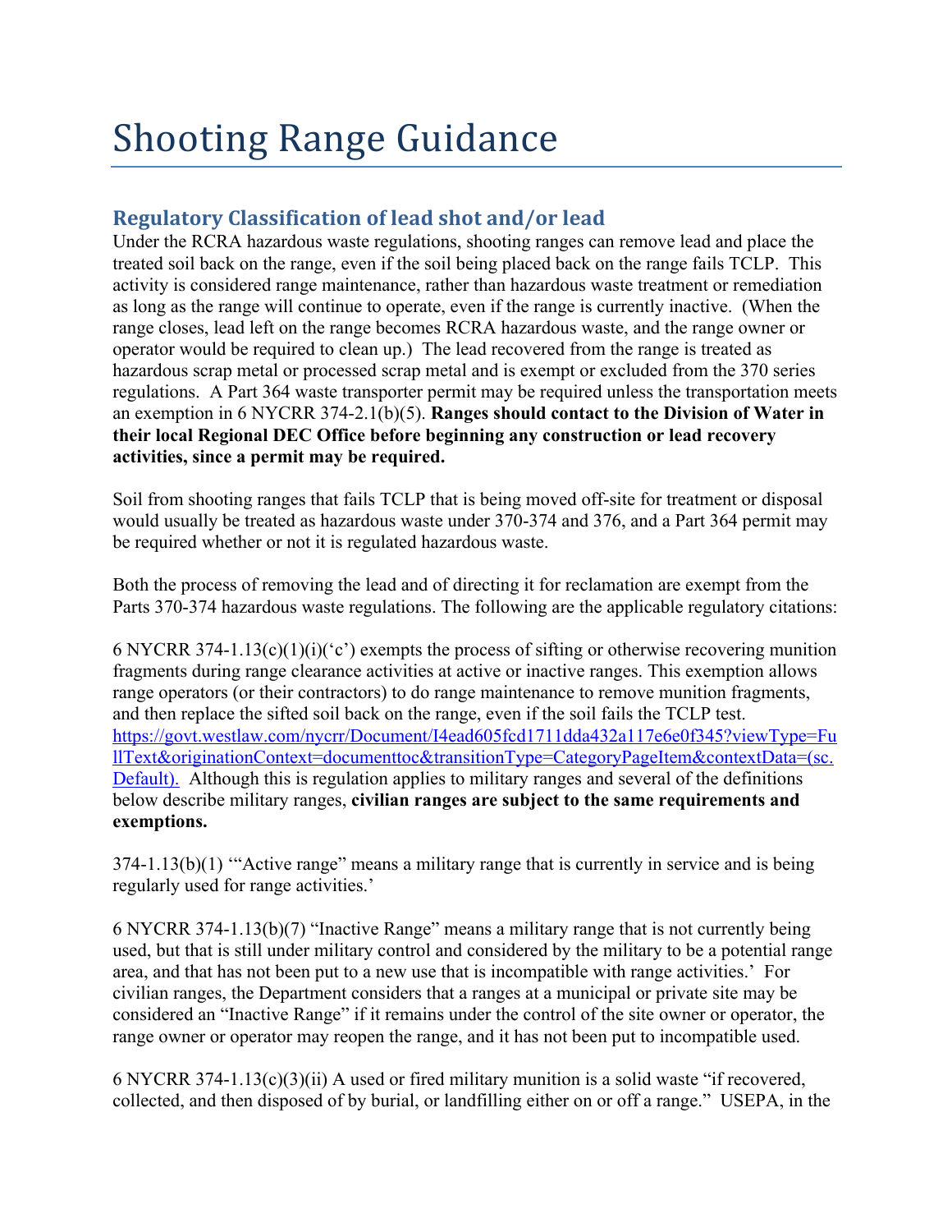# Shooting Range Guidance

## Regulatory Classification of lead shot and/or lead

Under the RCRA hazardous waste regulations, shooting ranges can remove lead and place the treated soil back on the range, even if the soil being placed back on the range fails TCLP. This activity is considered range maintenance, rather than hazardous waste treatment or remediation as long as the range will continue to operate, even if the range is currently inactive. (When the range closes, lead left on the range becomes RCRA hazardous waste, and the range owner or operator would be required to clean up.) The lead recovered from the range is treated as hazardous scrap metal or processed scrap metal and is exempt or excluded from the 370 series regulations. A Part 364 waste transporter permit may be required unless the transportation meets an exemption in 6 NYCRR 374-2.1(b)(5). **Ranges should contact to the Division of Water in their local Regional DEC Office before beginning any construction or lead recovery activities, since a permit may be required.**

Soil from shooting ranges that fails TCLP that is being moved off-site for treatment or disposal would usually be treated as hazardous waste under 370-374 and 376, and a Part 364 permit may be required whether or not it is regulated hazardous waste.

Both the process of removing the lead and of directing it for reclamation are exempt from the Parts 370-374 hazardous waste regulations. The following are the applicable regulatory citations:

6 NYCRR 374-1.13(c)(1)(i)('c') exempts the process of sifting or otherwise recovering munition fragments during range clearance activities at active or inactive ranges. This exemption allows range operators (or their contractors) to do range maintenance to remove munition fragments, and then replace the sifted soil back on the range, even if the soil fails the TCLP test. [https://govt.westlaw.com/nycrr/Document/I4ead605fcd1711dda432a117e6e0f345?viewType=FullText&originationContext=documenttoc&transitionType=CategoryPageItem&contextData=(sc.Default).](https://govt.westlaw.com/nycrr/Document/I4ead605fcd1711dda432a117e6e0f345?viewType=FullText&originationContext=documenttoc&transitionType=CategoryPageItem&contextData=(sc.Default)) Although this is regulation applies to military ranges and several of the definitions below describe military ranges, **civilian ranges are subject to the same requirements and exemptions.**

374-1.13(b)(1) '"Active range" means a military range that is currently in service and is being regularly used for range activities.'

6 NYCRR 374-1.13(b)(7) "Inactive Range" means a military range that is not currently being used, but that is still under military control and considered by the military to be a potential range area, and that has not been put to a new use that is incompatible with range activities.' For civilian ranges, the Department considers that a ranges at a municipal or private site may be considered an "Inactive Range" if it remains under the control of the site owner or operator, the range owner or operator may reopen the range, and it has not been put to incompatible used.

6 NYCRR 374-1.13(c)(3)(ii) A used or fired military munition is a solid waste "if recovered, collected, and then disposed of by burial, or landfilling either on or off a range." USEPA, in the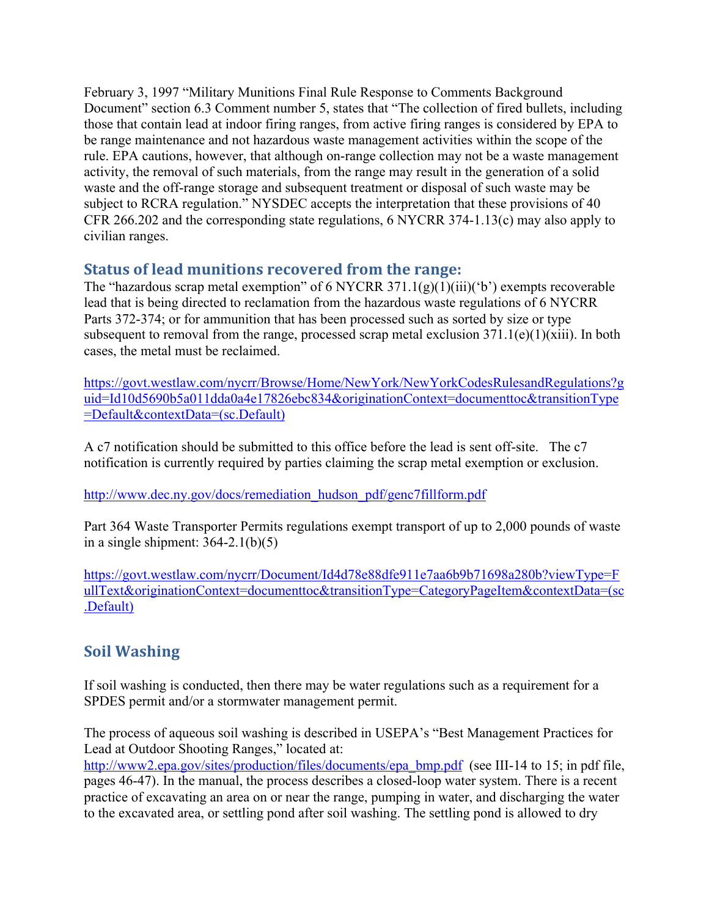February 3, 1997 "Military Munitions Final Rule Response to Comments Background Document" section 6.3 Comment number 5, states that "The collection of fired bullets, including those that contain lead at indoor firing ranges, from active firing ranges is considered by EPA to be range maintenance and not hazardous waste management activities within the scope of the rule. EPA cautions, however, that although on-range collection may not be a waste management activity, the removal of such materials, from the range may result in the generation of a solid waste and the off-range storage and subsequent treatment or disposal of such waste may be subject to RCRA regulation." NYSDEC accepts the interpretation that these provisions of 40 CFR 266.202 and the corresponding state regulations, 6 NYCRR 374-1.13(c) may also apply to civilian ranges.

## Status of lead munitions recovered from the range:

The "hazardous scrap metal exemption" of 6 NYCRR 371.1(g)(1)(iii)('b') exempts recoverable lead that is being directed to reclamation from the hazardous waste regulations of 6 NYCRR Parts 372-374; or for ammunition that has been processed such as sorted by size or type subsequent to removal from the range, processed scrap metal exclusion 371.1(e)(1)(xiii). In both cases, the metal must be reclaimed.

https://govt.westlaw.com/nycrr/Browse/Home/NewYork/NewYorkCodesRulesandRegulations?guid=Id10d5690b5a011dda0a4e17826ebc834&originationContext=documenttoc&transitionType=Default&contextData=(sc.Default)

A c7 notification should be submitted to this office before the lead is sent off-site. The c7 notification is currently required by parties claiming the scrap metal exemption or exclusion.

http://www.dec.ny.gov/docs/remediation_hudson_pdf/genc7fillform.pdf

Part 364 Waste Transporter Permits regulations exempt transport of up to 2,000 pounds of waste in a single shipment: 364-2.1(b)(5)

https://govt.westlaw.com/nycrr/Document/Id4d78e88dfe911e7aa6b9b71698a280b?viewType=FullText&originationContext=documenttoc&transitionType=CategoryPageItem&contextData=(sc.Default)

## Soil Washing

If soil washing is conducted, then there may be water regulations such as a requirement for a SPDES permit and/or a stormwater management permit.

The process of aqueous soil washing is described in USEPA's "Best Management Practices for Lead at Outdoor Shooting Ranges," located at: http://www2.epa.gov/sites/production/files/documents/epa_bmp.pdf (see III-14 to 15; in pdf file, pages 46-47). In the manual, the process describes a closed-loop water system. There is a recent practice of excavating an area on or near the range, pumping in water, and discharging the water to the excavated area, or settling pond after soil washing. The settling pond is allowed to dry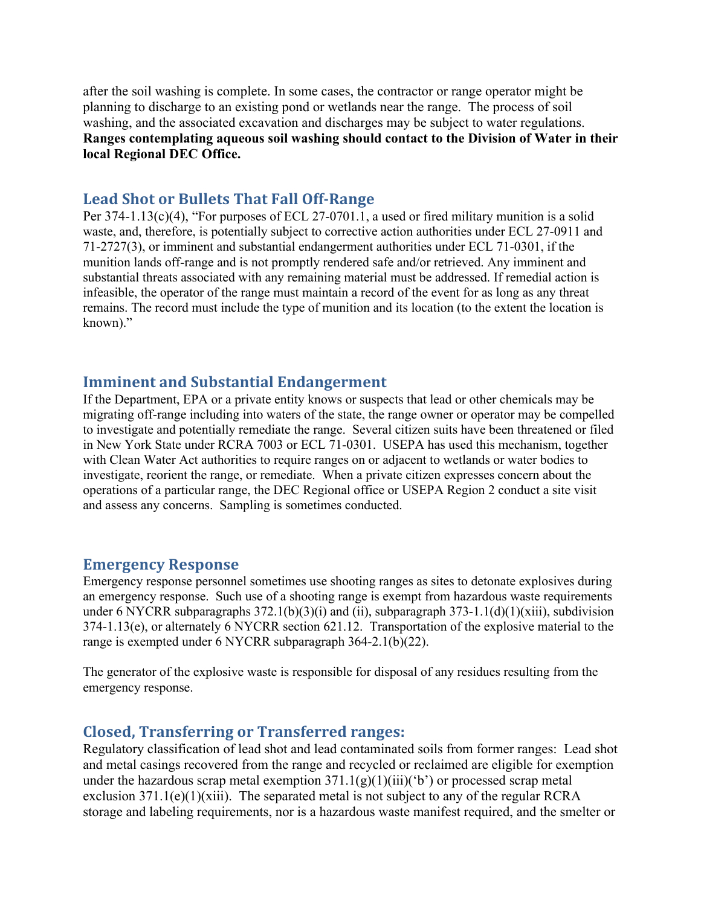after the soil washing is complete. In some cases, the contractor or range operator might be planning to discharge to an existing pond or wetlands near the range. The process of soil washing, and the associated excavation and discharges may be subject to water regulations. **Ranges contemplating aqueous soil washing should contact to the Division of Water in their local Regional DEC Office.**

## Lead Shot or Bullets That Fall Off-Range

Per 374-1.13(c)(4), "For purposes of ECL 27-0701.1, a used or fired military munition is a solid waste, and, therefore, is potentially subject to corrective action authorities under ECL 27-0911 and 71-2727(3), or imminent and substantial endangerment authorities under ECL 71-0301, if the munition lands off-range and is not promptly rendered safe and/or retrieved. Any imminent and substantial threats associated with any remaining material must be addressed. If remedial action is infeasible, the operator of the range must maintain a record of the event for as long as any threat remains. The record must include the type of munition and its location (to the extent the location is known)."

## Imminent and Substantial Endangerment

If the Department, EPA or a private entity knows or suspects that lead or other chemicals may be migrating off-range including into waters of the state, the range owner or operator may be compelled to investigate and potentially remediate the range. Several citizen suits have been threatened or filed in New York State under RCRA 7003 or ECL 71-0301. USEPA has used this mechanism, together with Clean Water Act authorities to require ranges on or adjacent to wetlands or water bodies to investigate, reorient the range, or remediate. When a private citizen expresses concern about the operations of a particular range, the DEC Regional office or USEPA Region 2 conduct a site visit and assess any concerns. Sampling is sometimes conducted.

## Emergency Response

Emergency response personnel sometimes use shooting ranges as sites to detonate explosives during an emergency response. Such use of a shooting range is exempt from hazardous waste requirements under 6 NYCRR subparagraphs 372.1(b)(3)(i) and (ii), subparagraph 373-1.1(d)(1)(xiii), subdivision 374-1.13(e), or alternately 6 NYCRR section 621.12. Transportation of the explosive material to the range is exempted under 6 NYCRR subparagraph 364-2.1(b)(22).

The generator of the explosive waste is responsible for disposal of any residues resulting from the emergency response.

## Closed, Transferring or Transferred ranges:

Regulatory classification of lead shot and lead contaminated soils from former ranges: Lead shot and metal casings recovered from the range and recycled or reclaimed are eligible for exemption under the hazardous scrap metal exemption 371.1(g)(1)(iii)('b') or processed scrap metal exclusion 371.1(e)(1)(xiii). The separated metal is not subject to any of the regular RCRA storage and labeling requirements, nor is a hazardous waste manifest required, and the smelter or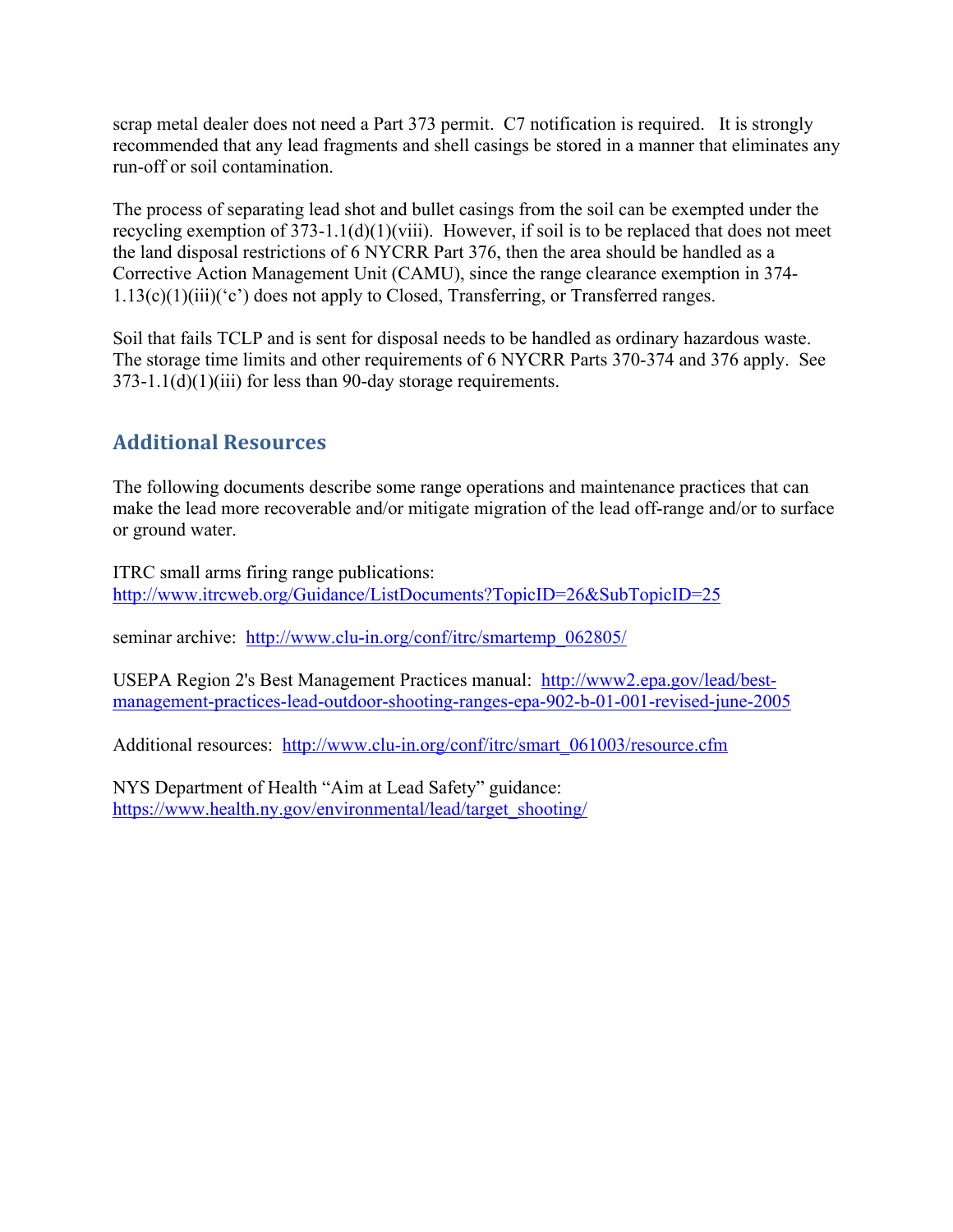scrap metal dealer does not need a Part 373 permit. C7 notification is required. It is strongly recommended that any lead fragments and shell casings be stored in a manner that eliminates any run-off or soil contamination.

The process of separating lead shot and bullet casings from the soil can be exempted under the recycling exemption of 373-1.1(d)(1)(viii). However, if soil is to be replaced that does not meet the land disposal restrictions of 6 NYCRR Part 376, then the area should be handled as a Corrective Action Management Unit (CAMU), since the range clearance exemption in 374-1.13(c)(1)(iii)('c') does not apply to Closed, Transferring, or Transferred ranges.

Soil that fails TCLP and is sent for disposal needs to be handled as ordinary hazardous waste. The storage time limits and other requirements of 6 NYCRR Parts 370-374 and 376 apply. See 373-1.1(d)(1)(iii) for less than 90-day storage requirements.

## Additional Resources

The following documents describe some range operations and maintenance practices that can make the lead more recoverable and/or mitigate migration of the lead off-range and/or to surface or ground water.

ITRC small arms firing range publications:
[http://www.itrcweb.org/Guidance/ListDocuments?TopicID=26&SubTopicID=25](http://www.itrcweb.org/Guidance/ListDocuments?TopicID=26&SubTopicID=25)

seminar archive: [http://www.clu-in.org/conf/itrc/smartemp_062805/](http://www.clu-in.org/conf/itrc/smartemp_062805/)

USEPA Region 2's Best Management Practices manual: [http://www2.epa.gov/lead/best-management-practices-lead-outdoor-shooting-ranges-epa-902-b-01-001-revised-june-2005](http://www2.epa.gov/lead/best-management-practices-lead-outdoor-shooting-ranges-epa-902-b-01-001-revised-june-2005)

Additional resources: [http://www.clu-in.org/conf/itrc/smart_061003/resource.cfm](http://www.clu-in.org/conf/itrc/smart_061003/resource.cfm)

NYS Department of Health "Aim at Lead Safety" guidance:
[https://www.health.ny.gov/environmental/lead/target_shooting/](https://www.health.ny.gov/environmental/lead/target_shooting/)